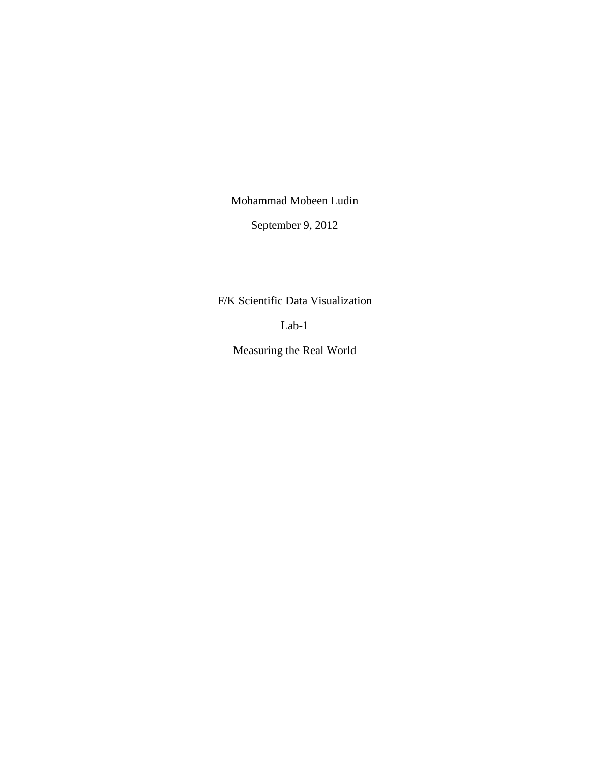Mohammad Mobeen Ludin

September 9, 2012

F/K Scientific Data Visualization

Lab-1

Measuring the Real World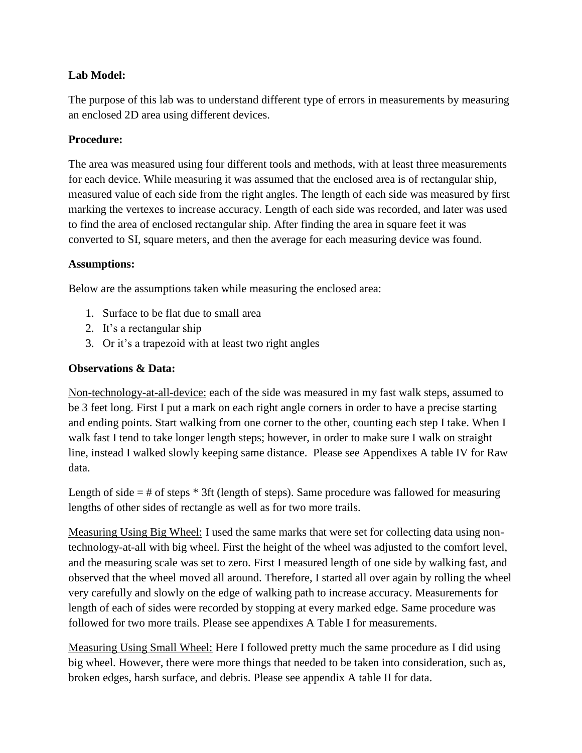**Lab Model:**

The purpose of this lab was to understand different type of errors in measurements by measuring an enclosed 2D area using different devices.

**Procedure:**

The area was measured using four different tools and methods, with at least three measurements for each device. While measuring it was assumed that the enclosed area is of rectangular ship, measured value of each side from the right angles. The length of each side was measured by first marking the vertexes to increase accuracy. Length of each side was recorded, and later was used to find the area of enclosed rectangular ship. After finding the area in square feet it was converted to SI, square meters, and then the average for each measuring device was found.

**Assumptions:**

Below are the assumptions taken while measuring the enclosed area:

1. Surface to be flat due to small area
2. It's a rectangular ship
3. Or it's a trapezoid with at least two right angles

**Observations & Data:**

<u>Non-technology-at-all-device:</u> each of the side was measured in my fast walk steps, assumed to be 3 feet long. First I put a mark on each right angle corners in order to have a precise starting and ending points. Start walking from one corner to the other, counting each step I take. When I walk fast I tend to take longer length steps; however, in order to make sure I walk on straight line, instead I walked slowly keeping same distance. Please see Appendixes A table IV for Raw data.

Length of side = # of steps * 3ft (length of steps). Same procedure was fallowed for measuring lengths of other sides of rectangle as well as for two more trails.

<u>Measuring Using Big Wheel:</u> I used the same marks that were set for collecting data using non-technology-at-all with big wheel. First the height of the wheel was adjusted to the comfort level, and the measuring scale was set to zero. First I measured length of one side by walking fast, and observed that the wheel moved all around. Therefore, I started all over again by rolling the wheel very carefully and slowly on the edge of walking path to increase accuracy. Measurements for length of each of sides were recorded by stopping at every marked edge. Same procedure was followed for two more trails. Please see appendixes A Table I for measurements.

<u>Measuring Using Small Wheel:</u> Here I followed pretty much the same procedure as I did using big wheel. However, there were more things that needed to be taken into consideration, such as, broken edges, harsh surface, and debris. Please see appendix A table II for data.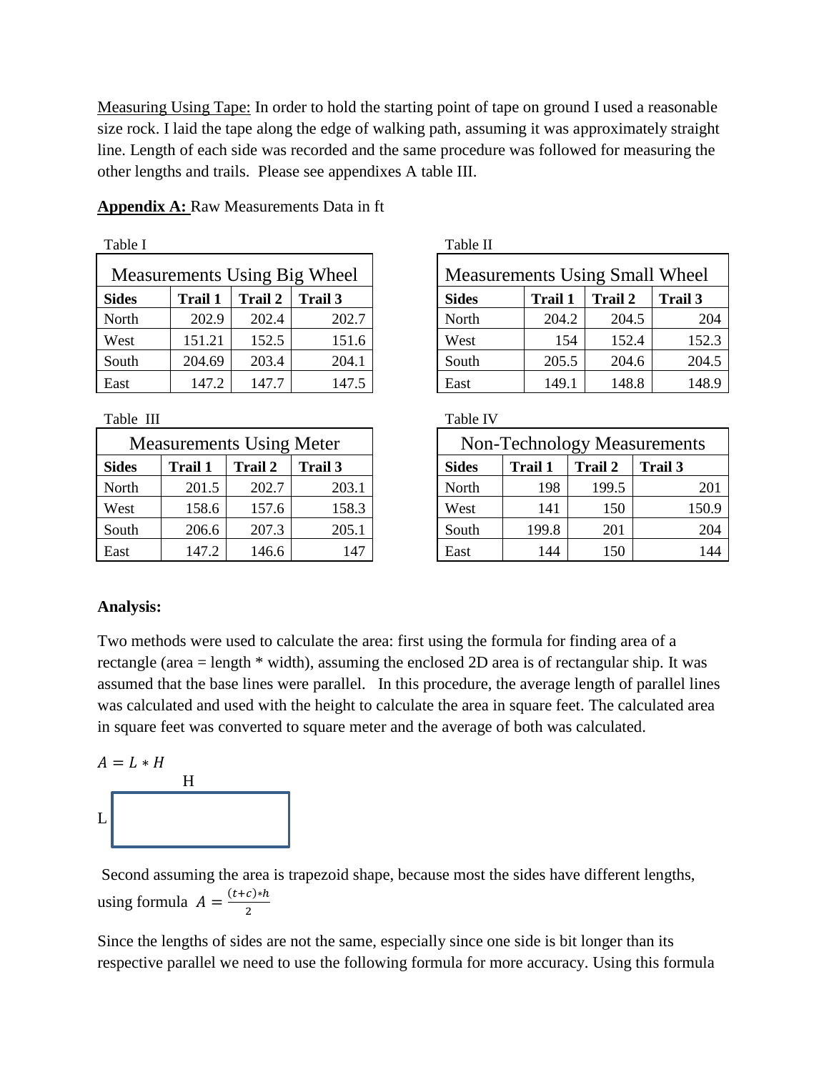Measuring Using Tape: In order to hold the starting point of tape on ground I used a reasonable size rock. I laid the tape along the edge of walking path, assuming it was approximately straight line. Length of each side was recorded and the same procedure was followed for measuring the other lengths and trails. Please see appendixes A table III.

**Appendix A:** Raw Measurements Data in ft

Table I

| Measurements Using Big Wheel | | | |
|---|---|---|---|
| **Sides** | **Trail 1** | **Trail 2** | **Trail 3** |
| North | 202.9 | 202.4 | 202.7 |
| West | 151.21 | 152.5 | 151.6 |
| South | 204.69 | 203.4 | 204.1 |
| East | 147.2 | 147.7 | 147.5 |

Table II

| Measurements Using Small Wheel | | | |
|---|---|---|---|
| **Sides** | **Trail 1** | **Trail 2** | **Trail 3** |
| North | 204.2 | 204.5 | 204 |
| West | 154 | 152.4 | 152.3 |
| South | 205.5 | 204.6 | 204.5 |
| East | 149.1 | 148.8 | 148.9 |

Table III

| Measurements Using Meter | | | |
|---|---|---|---|
| **Sides** | **Trail 1** | **Trail 2** | **Trail 3** |
| North | 201.5 | 202.7 | 203.1 |
| West | 158.6 | 157.6 | 158.3 |
| South | 206.6 | 207.3 | 205.1 |
| East | 147.2 | 146.6 | 147 |

Table IV

| Non-Technology Measurements | | | |
|---|---|---|---|
| **Sides** | **Trail 1** | **Trail 2** | **Trail 3** |
| North | 198 | 199.5 | 201 |
| West | 141 | 150 | 150.9 |
| South | 199.8 | 201 | 204 |
| East | 144 | 150 | 144 |

**Analysis:**

Two methods were used to calculate the area: first using the formula for finding area of a rectangle (area = length * width), assuming the enclosed 2D area is of rectangular ship. It was assumed that the base lines were parallel. In this procedure, the average length of parallel lines was calculated and used with the height to calculate the area in square feet. The calculated area in square feet was converted to square meter and the average of both was calculated.

$A = L * H$

H

L

Second assuming the area is trapezoid shape, because most the sides have different lengths, using formula $A = \frac{(t+c)*h}{2}$

Since the lengths of sides are not the same, especially since one side is bit longer than its respective parallel we need to use the following formula for more accuracy. Using this formula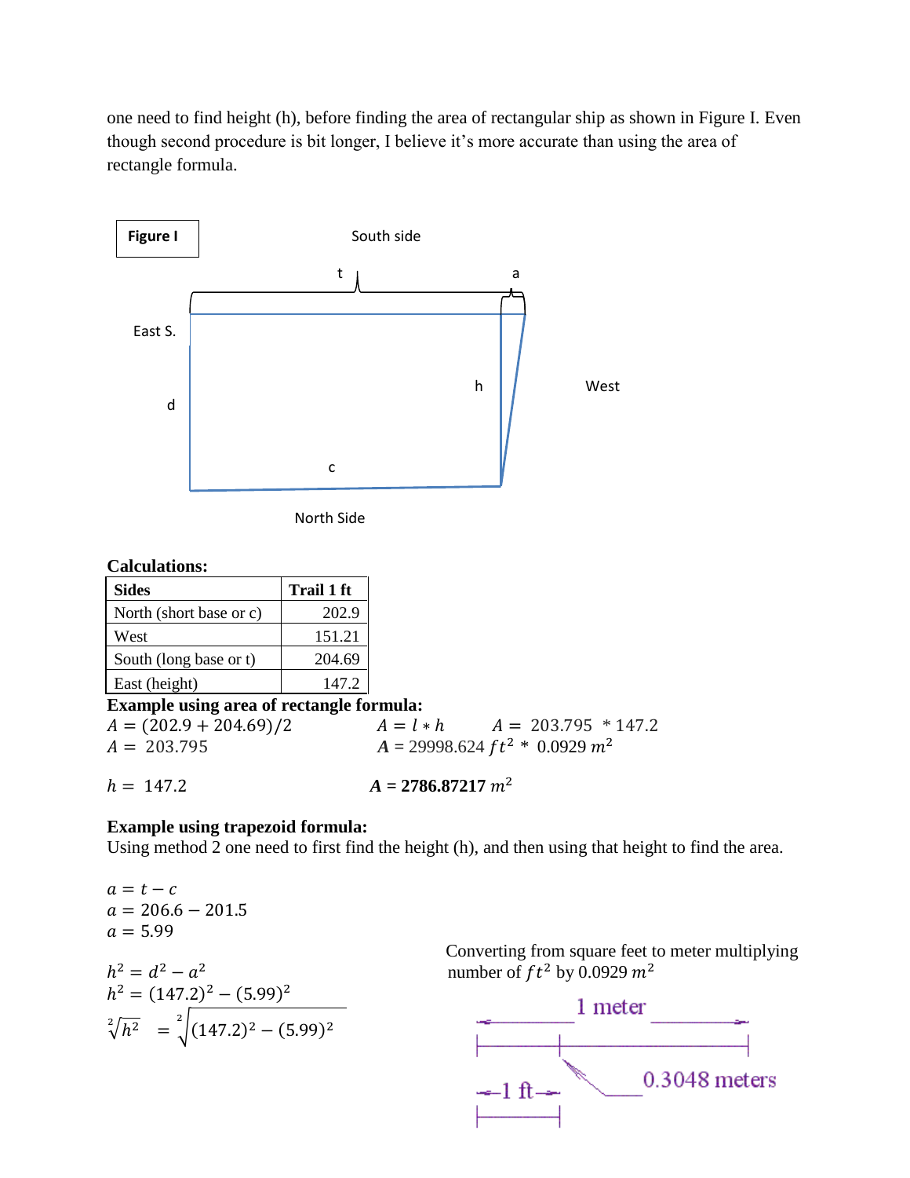one need to find height (h), before finding the area of rectangular ship as shown in Figure I. Even though second procedure is bit longer, I believe it's more accurate than using the area of rectangle formula.

**Figure I**

South side

t a

East S.

d

h

West

c

North Side

**Calculations:**

| Sides | Trail 1 ft |
|---|---|
| North (short base or c) | 202.9 |
| West | 151.21 |
| South (long base or t) | 204.69 |
| East (height) | 147.2 |

**Example using area of rectangle formula:**

$A = (202.9 + 204.69)/2$

$A = 203.795$

$h = 147.2$

$A = l * h$ $\quad A = 203.795 \ * 147.2$

$A = 29998.624\ ft^2 \ * \ 0.0929\ m^2$

$\mathbf{A = 2786.87217}\ m^2$

**Example using trapezoid formula:**

Using method 2 one need to first find the height (h), and then using that height to find the area.

$a = t - c$

$a = 206.6 - 201.5$

$a = 5.99$

$h^2 = d^2 - a^2$

$h^2 = (147.2)^2 - (5.99)^2$

$\sqrt[2]{h^2} = \sqrt[2]{(147.2)^2 - (5.99)^2}$

Converting from square feet to meter multiplying number of $ft^2$ by 0.0929 $m^2$

1 meter

1 ft

0.3048 meters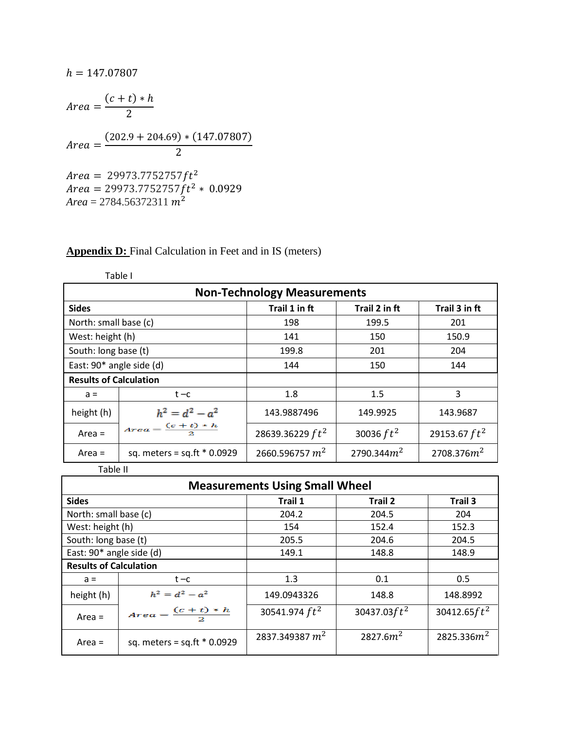$h = 147.07807$

$$Area = \frac{(c + t) * h}{2}$$

$$Area = \frac{(202.9 + 204.69) * (147.07807)}{2}$$

$Area = 29973.7752757 ft^2$
$Area = 29973.7752757 ft^2 * 0.0929$
$Area = 2784.56372311\ m^2$

**Appendix D:** Final Calculation in Feet and in IS (meters)

Table I

| Non-Technology Measurements | | | | |
|---|---|---|---|---|
| **Sides** | | **Trail 1 in ft** | **Trail 2 in ft** | **Trail 3 in ft** |
| North: small base (c) | | 198 | 199.5 | 201 |
| West: height (h) | | 141 | 150 | 150.9 |
| South: long base (t) | | 199.8 | 201 | 204 |
| East: 90* angle side (d) | | 144 | 150 | 144 |
| **Results of Calculation** | | | | |
| a = | t – c | 1.8 | 1.5 | 3 |
| height (h) | $h^2 = d^2 - a^2$ | 143.9887496 | 149.9925 | 143.9687 |
| Area = | $Area = \frac{(c+t)*h}{2}$ | 28639.36229 $ft^2$ | 30036 $ft^2$ | 29153.67 $ft^2$ |
| Area = | sq. meters = sq.ft * 0.0929 | 2660.596757 $m^2$ | 2790.344 $m^2$ | 2708.376 $m^2$ |

Table II

| Measurements Using Small Wheel | | | | |
|---|---|---|---|---|
| **Sides** | | **Trail 1** | **Trail 2** | **Trail 3** |
| North: small base (c) | | 204.2 | 204.5 | 204 |
| West: height (h) | | 154 | 152.4 | 152.3 |
| South: long base (t) | | 205.5 | 204.6 | 204.5 |
| East: 90* angle side (d) | | 149.1 | 148.8 | 148.9 |
| **Results of Calculation** | | | | |
| a = | t – c | 1.3 | 0.1 | 0.5 |
| height (h) | $h^2 = d^2 - a^2$ | 149.0943326 | 148.8 | 148.8992 |
| Area = | $Area = \frac{(c+t)*h}{2}$ | 30541.974 $ft^2$ | 30437.03 $ft^2$ | 30412.65 $ft^2$ |
| Area = | sq. meters = sq.ft * 0.0929 | 2837.349387 $m^2$ | 2827.6 $m^2$ | 2825.336 $m^2$ |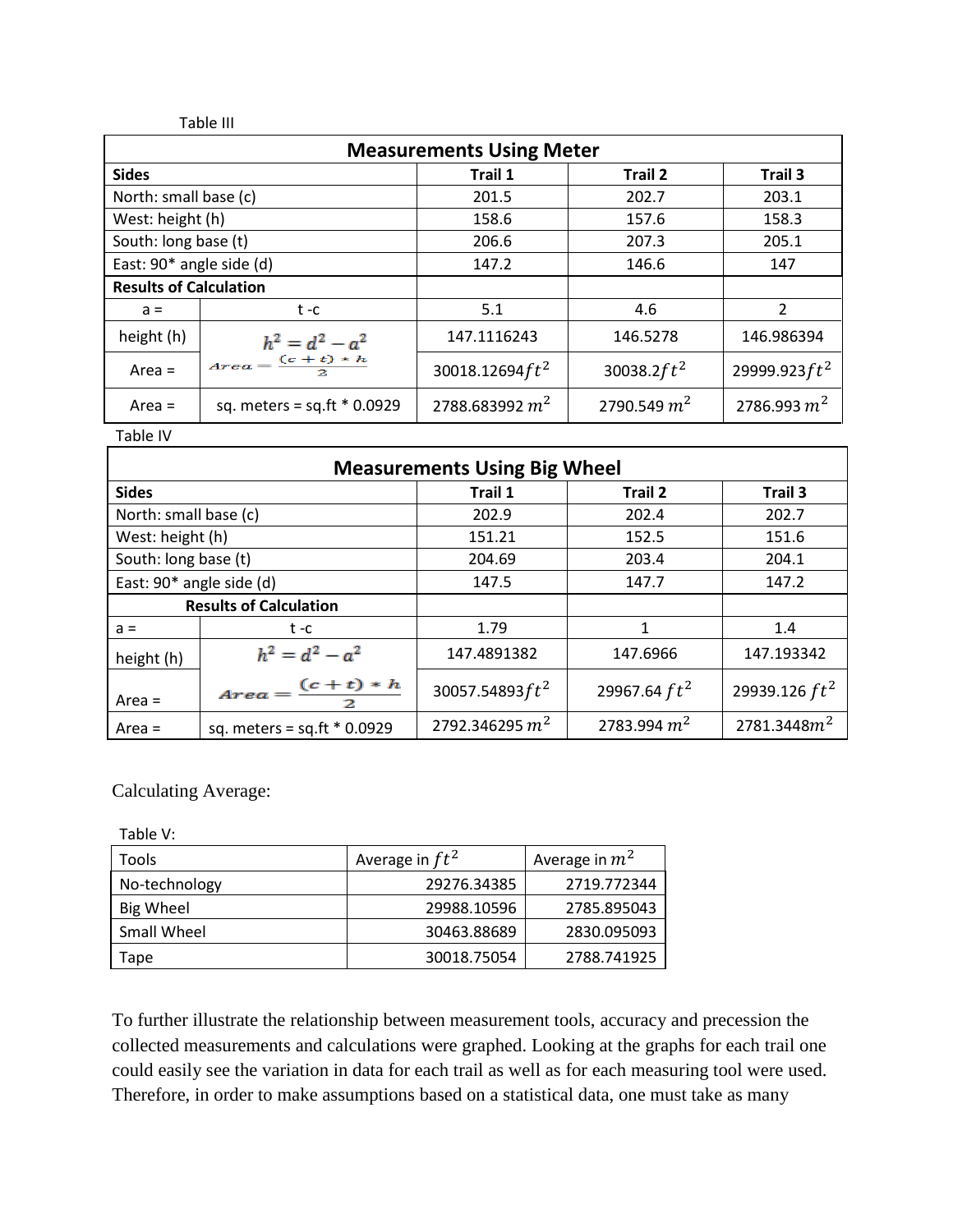Table III

| Measurements Using Meter | | | | |
|---|---|---|---|---|
| **Sides** | | **Trail 1** | **Trail 2** | **Trail 3** |
| North: small base (c) | | 201.5 | 202.7 | 203.1 |
| West: height (h) | | 158.6 | 157.6 | 158.3 |
| South: long base (t) | | 206.6 | 207.3 | 205.1 |
| East: 90* angle side (d) | | 147.2 | 146.6 | 147 |
| **Results of Calculation** | | | | |
| a = | t -c | 5.1 | 4.6 | 2 |
| height (h) | $h^2 = d^2 - a^2$ | 147.1116243 | 146.5278 | 146.986394 |
| Area = | $Area = \frac{(c+t)*h}{2}$ | 30018.12694$ft^2$ | 30038.2$ft^2$ | 29999.923$ft^2$ |
| Area = | sq. meters = sq.ft * 0.0929 | 2788.683992 $m^2$ | 2790.549 $m^2$ | 2786.993 $m^2$ |

Table IV

| Measurements Using Big Wheel | | | | |
|---|---|---|---|---|
| **Sides** | | **Trail 1** | **Trail 2** | **Trail 3** |
| North: small base (c) | | 202.9 | 202.4 | 202.7 |
| West: height (h) | | 151.21 | 152.5 | 151.6 |
| South: long base (t) | | 204.69 | 203.4 | 204.1 |
| East: 90* angle side (d) | | 147.5 | 147.7 | 147.2 |
| **Results of Calculation** | | | | |
| a = | t -c | 1.79 | 1 | 1.4 |
| height (h) | $h^2 = d^2 - a^2$ | 147.4891382 | 147.6966 | 147.193342 |
| Area = | $Area = \frac{(c+t)*h}{2}$ | 30057.54893$ft^2$ | 29967.64 $ft^2$ | 29939.126 $ft^2$ |
| Area = | sq. meters = sq.ft * 0.0929 | 2792.346295 $m^2$ | 2783.994 $m^2$ | 2781.3448$m^2$ |

Calculating Average:

Table V:

| Tools | Average in $ft^2$ | Average in $m^2$ |
|---|---|---|
| No-technology | 29276.34385 | 2719.772344 |
| Big Wheel | 29988.10596 | 2785.895043 |
| Small Wheel | 30463.88689 | 2830.095093 |
| Tape | 30018.75054 | 2788.741925 |

To further illustrate the relationship between measurement tools, accuracy and precession the collected measurements and calculations were graphed. Looking at the graphs for each trail one could easily see the variation in data for each trail as well as for each measuring tool were used. Therefore, in order to make assumptions based on a statistical data, one must take as many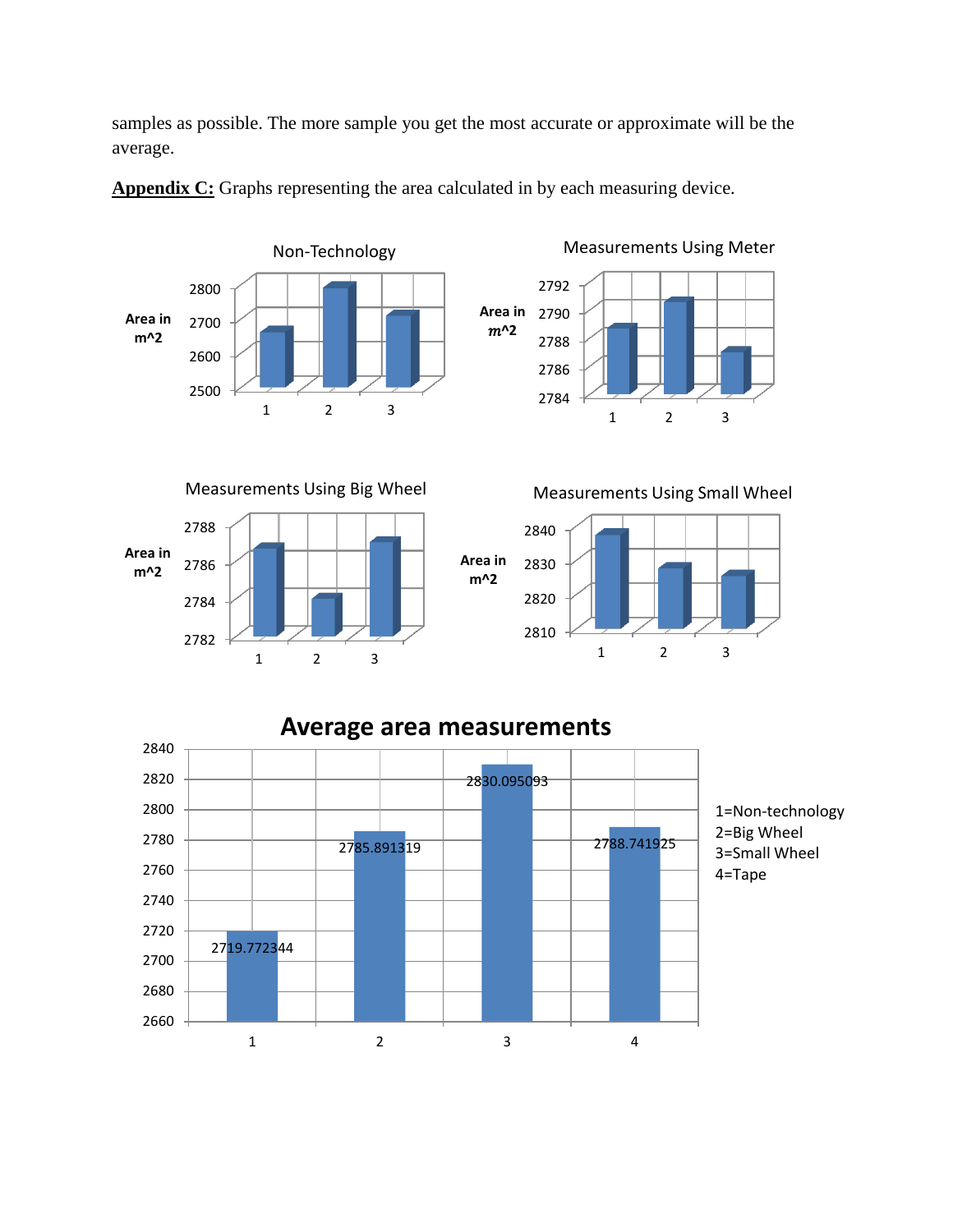samples as possible. The more sample you get the most accurate or approximate will be the average.

**Appendix C:** Graphs representing the area calculated in by each measuring device.

Non-Technology

Area in m^2

2800
2700
2600
2500

1 2 3

Measurements Using Meter

Area in m^2

2792
2790
2788
2786
2784

1 2 3

Measurements Using Big Wheel

Area in m^2

2788
2786
2784
2782

1 2 3

Measurements Using Small Wheel

Area in m^2

2840
2830
2820
2810

1 2 3

**Average area measurements**

2840
2820
2800
2780
2760
2740
2720
2700
2680
2660

1: 2719.772344
2: 2785.891319
3: 2830.095093
4: 2788.741925

1=Non-technology
2=Big Wheel
3=Small Wheel
4=Tape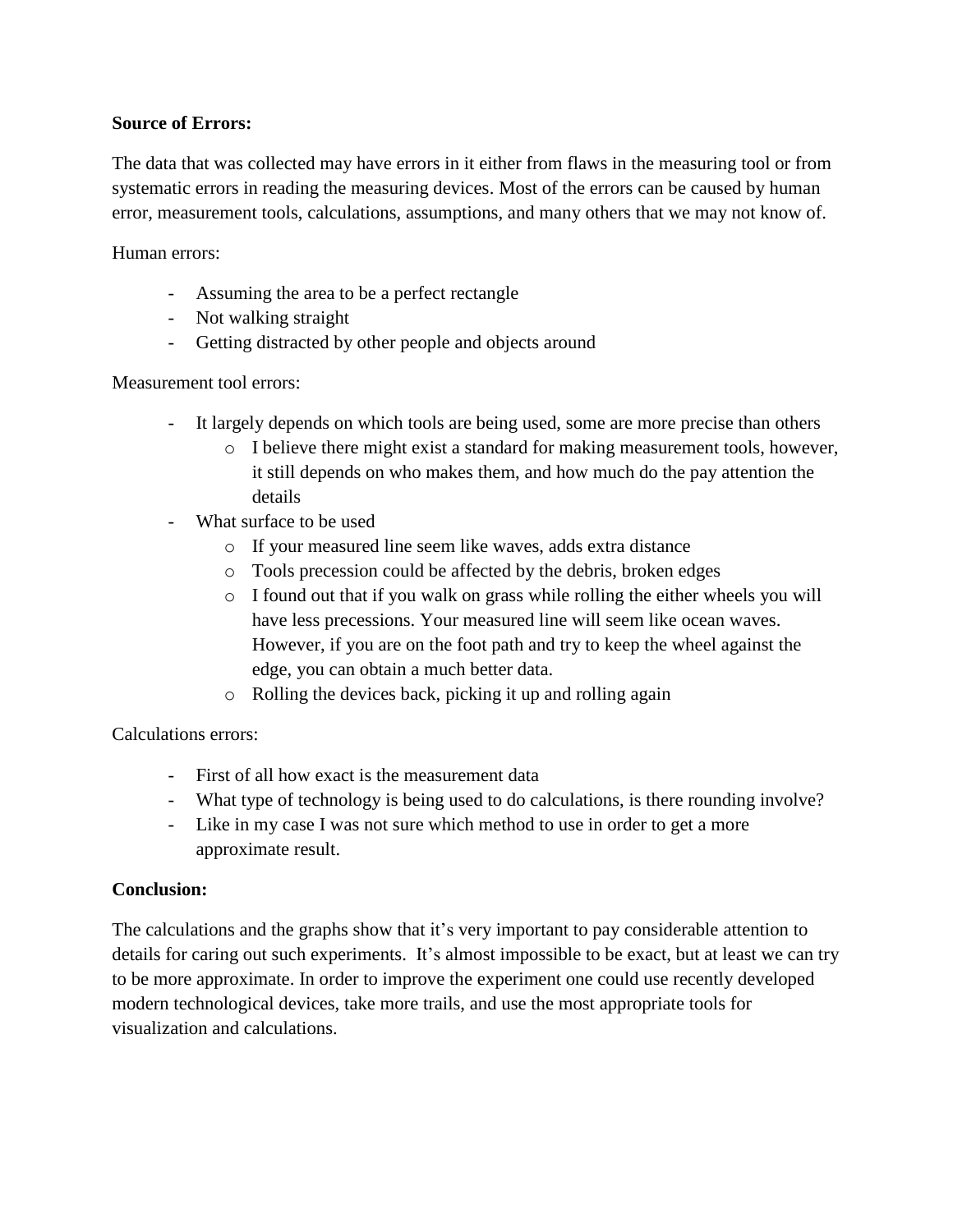**Source of Errors:**

The data that was collected may have errors in it either from flaws in the measuring tool or from systematic errors in reading the measuring devices. Most of the errors can be caused by human error, measurement tools, calculations, assumptions, and many others that we may not know of.

Human errors:

- Assuming the area to be a perfect rectangle
- Not walking straight
- Getting distracted by other people and objects around

Measurement tool errors:

- It largely depends on which tools are being used, some are more precise than others
  - I believe there might exist a standard for making measurement tools, however, it still depends on who makes them, and how much do the pay attention the details
- What surface to be used
  - If your measured line seem like waves, adds extra distance
  - Tools precession could be affected by the debris, broken edges
  - I found out that if you walk on grass while rolling the either wheels you will have less precessions. Your measured line will seem like ocean waves. However, if you are on the foot path and try to keep the wheel against the edge, you can obtain a much better data.
  - Rolling the devices back, picking it up and rolling again

Calculations errors:

- First of all how exact is the measurement data
- What type of technology is being used to do calculations, is there rounding involve?
- Like in my case I was not sure which method to use in order to get a more approximate result.

**Conclusion:**

The calculations and the graphs show that it's very important to pay considerable attention to details for caring out such experiments. It's almost impossible to be exact, but at least we can try to be more approximate. In order to improve the experiment one could use recently developed modern technological devices, take more trails, and use the most appropriate tools for visualization and calculations.